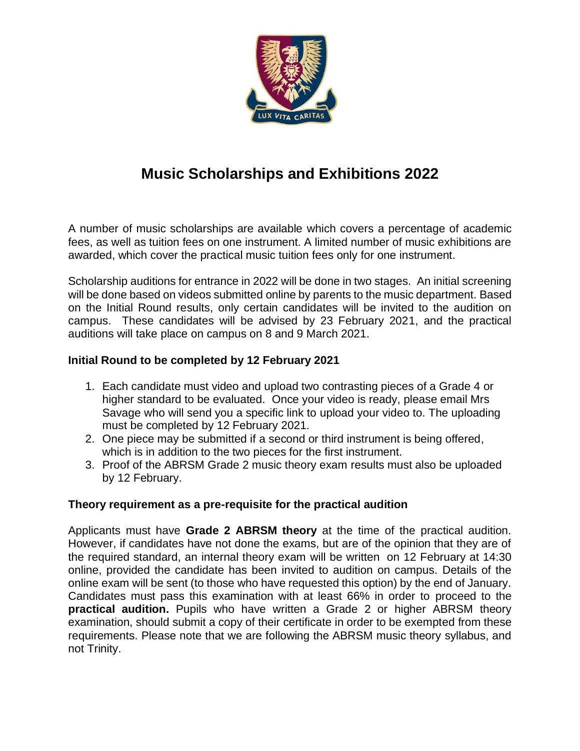# Music Scholarships and Exhibitions 2022

A number of music scholarships are available which covers a percentage of academic fees, as well as tuition fees on one instrument. A limited number of music exhibitions are awarded, which cover the practical music tuition fees only for one instrument.

Scholarship auditions for entrance in 2022 will be done in two stages. An initial screening will be done based on videos submitted online by parents to the music department. Based on the Initial Round results, only certain candidates will be invited to the audition on campus. These candidates will be advised by 23 February 2021, and the practical auditions will take place on campus on 8 and 9 March 2021.

### Initial Round to be completed by 12 February 2021

1. Each candidate must video and upload two contrasting pieces of a Grade 4 or higher standard to be evaluated. Once your video is ready, please email Mrs Savage who will send you a specific link to upload your video to. The uploading must be completed by 12 February 2021.
2. One piece may be submitted if a second or third instrument is being offered, which is in addition to the two pieces for the first instrument.
3. Proof of the ABRSM Grade 2 music theory exam results must also be uploaded by 12 February.

### Theory requirement as a pre-requisite for the practical audition

Applicants must have **Grade 2 ABRSM theory** at the time of the practical audition. However, if candidates have not done the exams, but are of the opinion that they are of the required standard, an internal theory exam will be written on 12 February at 14:30 online, provided the candidate has been invited to audition on campus. Details of the online exam will be sent (to those who have requested this option) by the end of January. Candidates must pass this examination with at least 66% in order to proceed to the **practical audition.** Pupils who have written a Grade 2 or higher ABRSM theory examination, should submit a copy of their certificate in order to be exempted from these requirements. Please note that we are following the ABRSM music theory syllabus, and not Trinity.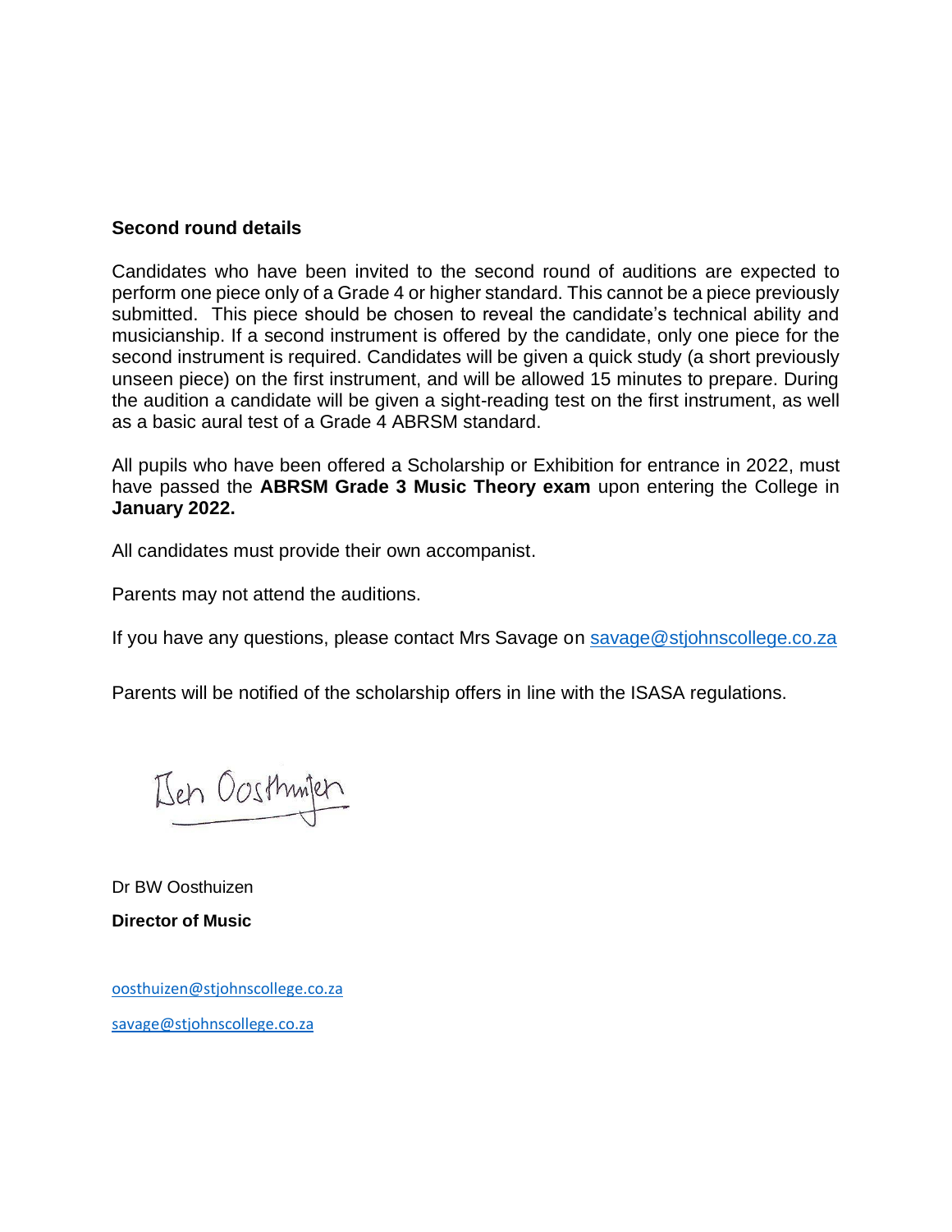**Second round details**

Candidates who have been invited to the second round of auditions are expected to perform one piece only of a Grade 4 or higher standard. This cannot be a piece previously submitted. This piece should be chosen to reveal the candidate's technical ability and musicianship. If a second instrument is offered by the candidate, only one piece for the second instrument is required. Candidates will be given a quick study (a short previously unseen piece) on the first instrument, and will be allowed 15 minutes to prepare. During the audition a candidate will be given a sight-reading test on the first instrument, as well as a basic aural test of a Grade 4 ABRSM standard.

All pupils who have been offered a Scholarship or Exhibition for entrance in 2022, must have passed the **ABRSM Grade 3 Music Theory exam** upon entering the College in **January 2022.**

All candidates must provide their own accompanist.

Parents may not attend the auditions.

If you have any questions, please contact Mrs Savage on savage@stjohnscollege.co.za

Parents will be notified of the scholarship offers in line with the ISASA regulations.

Ben Oosthuizen

Dr BW Oosthuizen

**Director of Music**

oosthuizen@stjohnscollege.co.za

savage@stjohnscollege.co.za